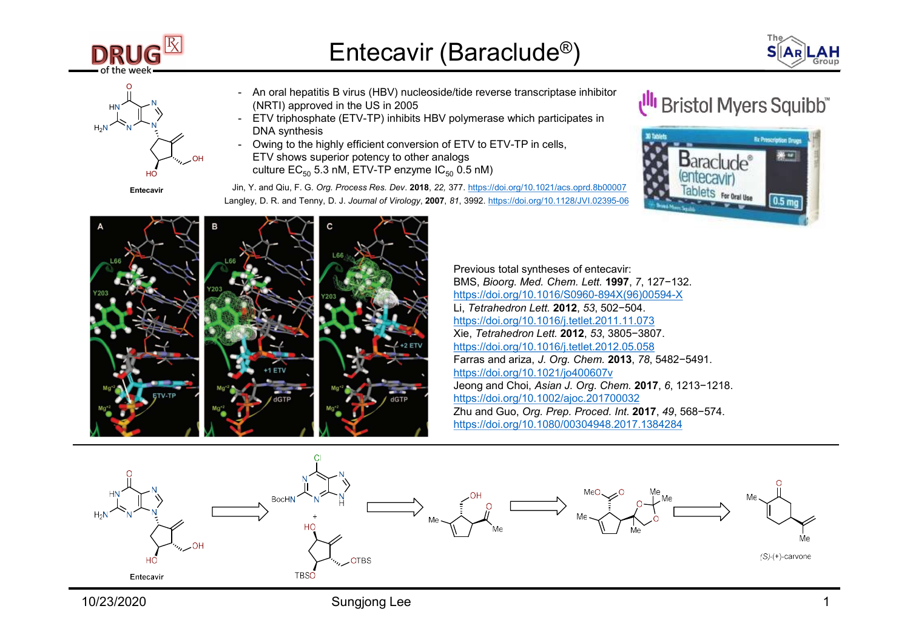# Entecavir (Baraclude®)

Entecavir

- An oral hepatitis B virus (HBV) nucleoside/tide reverse transcriptase inhibitor (NRTI) approved in the US in 2005
- ETV triphosphate (ETV-TP) inhibits HBV polymerase which participates in DNA synthesis
- Owing to the highly efficient conversion of ETV to ETV-TP in cells, ETV shows superior potency to other analogs culture $EC_{50}$ 5.3 nM, ETV-TP enzyme $IC_{50}$ 0.5 nM)

Jin, Y. and Qiu, F. G. *Org. Process Res. Dev*. **2018**, *22*, 377. https://doi.org/10.1021/acs.oprd.8b00007
Langley, D. R. and Tenny, D. J. *Journal of Virology*, **2007**, *81*, 3992. https://doi.org/10.1128/JVI.02395-06

Bristol Myers Squibb™

Previous total syntheses of entecavir:
BMS, *Bioorg. Med. Chem. Lett.* **1997**, *7*, 127−132. https://doi.org/10.1016/S0960-894X(96)00594-X
Li, *Tetrahedron Lett.* **2012**, *53*, 502−504. https://doi.org/10.1016/j.tetlet.2011.11.073
Xie, *Tetrahedron Lett.* **2012**, *53*, 3805−3807. https://doi.org/10.1016/j.tetlet.2012.05.058
Farras and ariza, *J. Org. Chem.* **2013**, *78*, 5482−5491. https://doi.org/10.1021/jo400607v
Jeong and Choi, *Asian J. Org. Chem.* **2017**, *6*, 1213−1218. https://doi.org/10.1002/ajoc.201700032
Zhu and Guo, *Org. Prep. Proced. Int.* **2017**, *49*, 568−574. https://doi.org/10.1080/00304948.2017.1384284

Entecavir ⇒ BocHN-chloropurine + TBSO/OTBS cyclopentane ⇒ ⇒ ⇒ (S)-(+)-carvone

10/23/2020 Sungjong Lee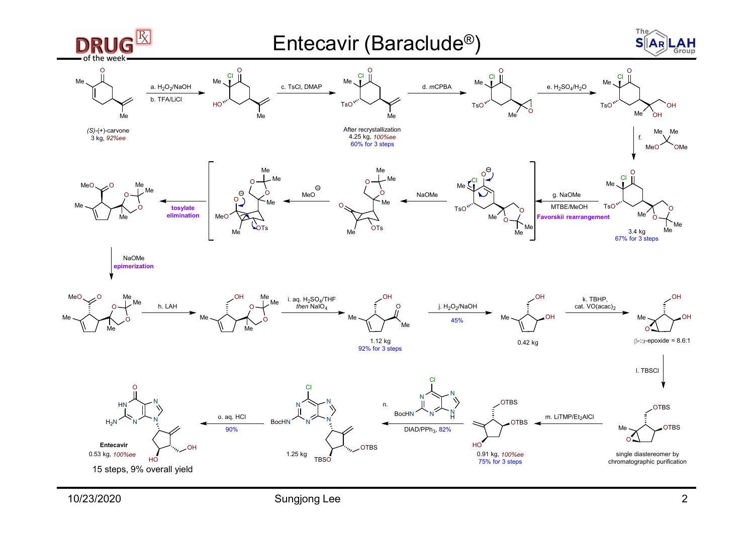# Entecavir (Baraclude®)

(S)-(+)-carvone
3 kg, 92%ee

a. $H_2O_2$/NaOH
b. TFA/LiCl

c. TsCl, DMAP

After recrystallization
4.25 kg, 100%ee
60% for 3 steps

d. *m*CPBA

e. $H_2SO_4$/$H_2O$

f. Me Me / MeO OMe

3.4 kg
67% for 3 steps

g. NaOMe
MTBE/MeOH
**Favorskii rearrangement**

NaOMe

MeO⊖

**tosylate elimination**

NaOMe
**epimerization**

h. LAH

i. aq. $H_2SO_4$/THF
*then* $NaIO_4$

1.12 kg
92% for 3 steps

j. $H_2O_2$/NaOH
45%

0.42 kg

k. TBHP,
cat. $VO(acac)_2$

β-:α-epoxide = 8.6:1

l. TBSCl

single diastereomer by chromatographic purification

m. LiTMP/$Et_2AlCl$

0.91 kg, 100%ee
75% for 3 steps

n.
DIAD/$PPh_3$, 82%

1.25 kg

o. aq. HCl
90%

Entecavir
0.53 kg, 100%ee

15 steps, 9% overall yield

10/23/2020 Sungjong Lee